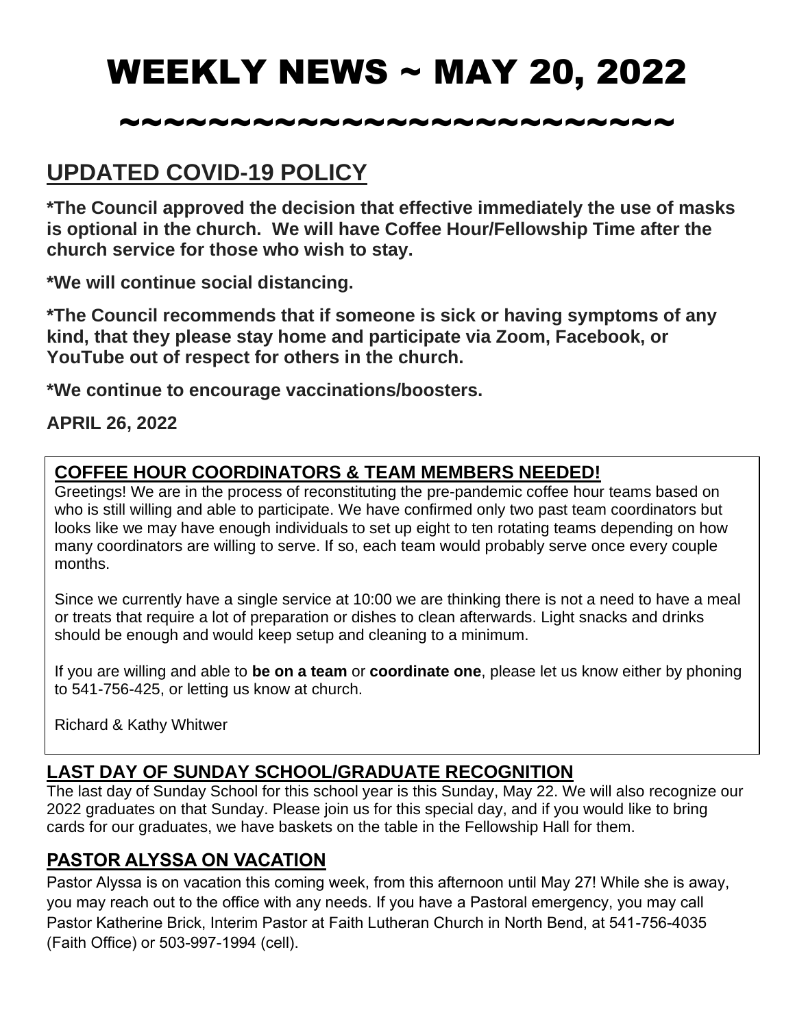# WEEKLY NEWS ~ MAY 20, 2022

~~~~~~~~~~~~~~~~~~~~~~~~~~~

## UPDATED COVID-19 POLICY

**\*The Council approved the decision that effective immediately the use of masks is optional in the church. We will have Coffee Hour/Fellowship Time after the church service for those who wish to stay.**

**\*We will continue social distancing.**

**\*The Council recommends that if someone is sick or having symptoms of any kind, that they please stay home and participate via Zoom, Facebook, or YouTube out of respect for others in the church.**

**\*We continue to encourage vaccinations/boosters.**

**APRIL 26, 2022**

### COFFEE HOUR COORDINATORS & TEAM MEMBERS NEEDED!

Greetings! We are in the process of reconstituting the pre-pandemic coffee hour teams based on who is still willing and able to participate. We have confirmed only two past team coordinators but looks like we may have enough individuals to set up eight to ten rotating teams depending on how many coordinators are willing to serve. If so, each team would probably serve once every couple months.

Since we currently have a single service at 10:00 we are thinking there is not a need to have a meal or treats that require a lot of preparation or dishes to clean afterwards. Light snacks and drinks should be enough and would keep setup and cleaning to a minimum.

If you are willing and able to **be on a team** or **coordinate one**, please let us know either by phoning to 541-756-425, or letting us know at church.

Richard & Kathy Whitwer

### LAST DAY OF SUNDAY SCHOOL/GRADUATE RECOGNITION

The last day of Sunday School for this school year is this Sunday, May 22. We will also recognize our 2022 graduates on that Sunday. Please join us for this special day, and if you would like to bring cards for our graduates, we have baskets on the table in the Fellowship Hall for them.

### PASTOR ALYSSA ON VACATION

Pastor Alyssa is on vacation this coming week, from this afternoon until May 27! While she is away, you may reach out to the office with any needs. If you have a Pastoral emergency, you may call Pastor Katherine Brick, Interim Pastor at Faith Lutheran Church in North Bend, at 541-756-4035 (Faith Office) or 503-997-1994 (cell).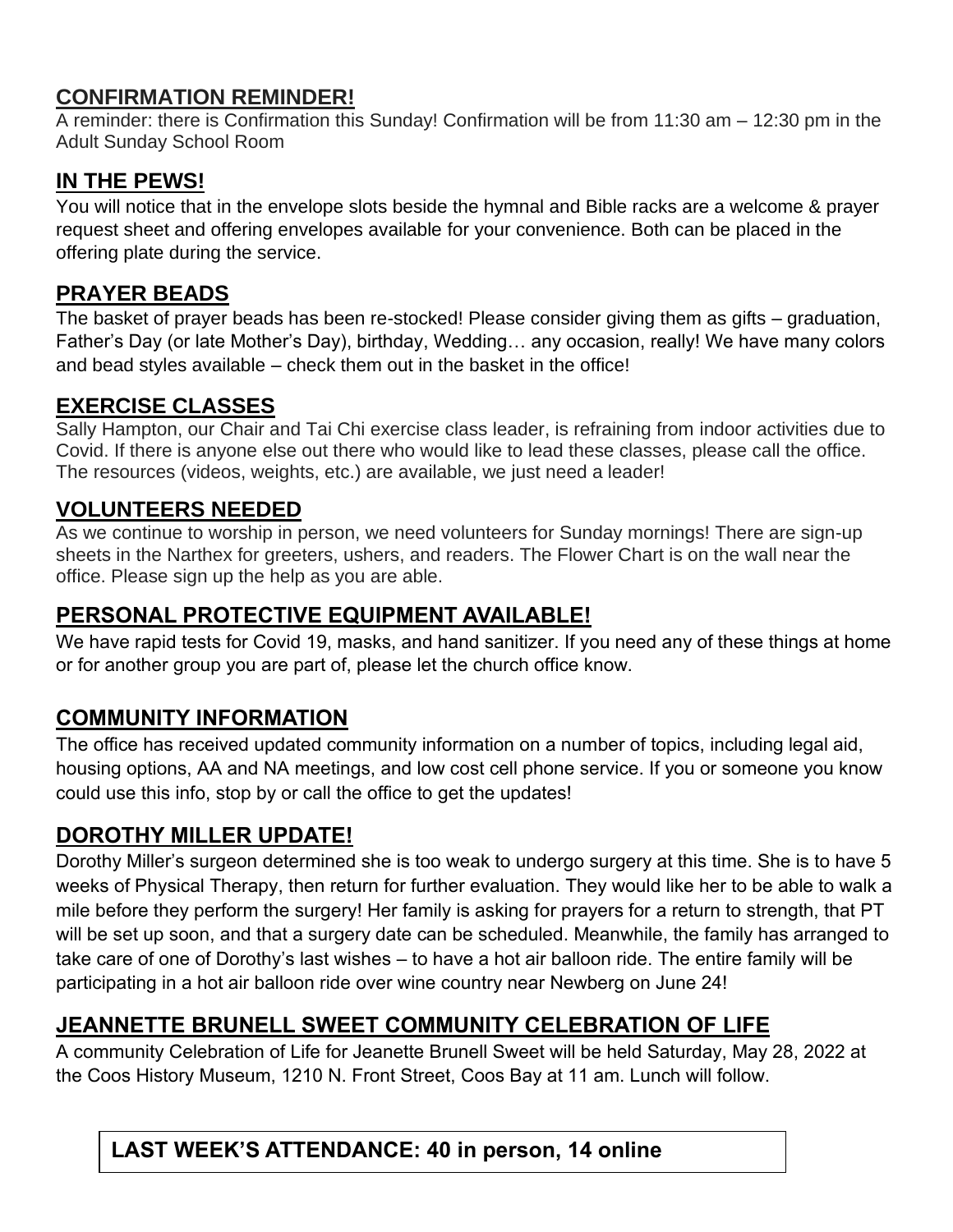## CONFIRMATION REMINDER!

A reminder: there is Confirmation this Sunday! Confirmation will be from 11:30 am – 12:30 pm in the Adult Sunday School Room

## IN THE PEWS!

You will notice that in the envelope slots beside the hymnal and Bible racks are a welcome & prayer request sheet and offering envelopes available for your convenience. Both can be placed in the offering plate during the service.

## PRAYER BEADS

The basket of prayer beads has been re-stocked! Please consider giving them as gifts – graduation, Father's Day (or late Mother's Day), birthday, Wedding… any occasion, really! We have many colors and bead styles available – check them out in the basket in the office!

## EXERCISE CLASSES

Sally Hampton, our Chair and Tai Chi exercise class leader, is refraining from indoor activities due to Covid. If there is anyone else out there who would like to lead these classes, please call the office. The resources (videos, weights, etc.) are available, we just need a leader!

## VOLUNTEERS NEEDED

As we continue to worship in person, we need volunteers for Sunday mornings! There are sign-up sheets in the Narthex for greeters, ushers, and readers. The Flower Chart is on the wall near the office. Please sign up the help as you are able.

## PERSONAL PROTECTIVE EQUIPMENT AVAILABLE!

We have rapid tests for Covid 19, masks, and hand sanitizer. If you need any of these things at home or for another group you are part of, please let the church office know.

## COMMUNITY INFORMATION

The office has received updated community information on a number of topics, including legal aid, housing options, AA and NA meetings, and low cost cell phone service. If you or someone you know could use this info, stop by or call the office to get the updates!

## DOROTHY MILLER UPDATE!

Dorothy Miller's surgeon determined she is too weak to undergo surgery at this time. She is to have 5 weeks of Physical Therapy, then return for further evaluation. They would like her to be able to walk a mile before they perform the surgery! Her family is asking for prayers for a return to strength, that PT will be set up soon, and that a surgery date can be scheduled. Meanwhile, the family has arranged to take care of one of Dorothy's last wishes – to have a hot air balloon ride. The entire family will be participating in a hot air balloon ride over wine country near Newberg on June 24!

## JEANNETTE BRUNELL SWEET COMMUNITY CELEBRATION OF LIFE

A community Celebration of Life for Jeanette Brunell Sweet will be held Saturday, May 28, 2022 at the Coos History Museum, 1210 N. Front Street, Coos Bay at 11 am. Lunch will follow.

**LAST WEEK'S ATTENDANCE: 40 in person, 14 online**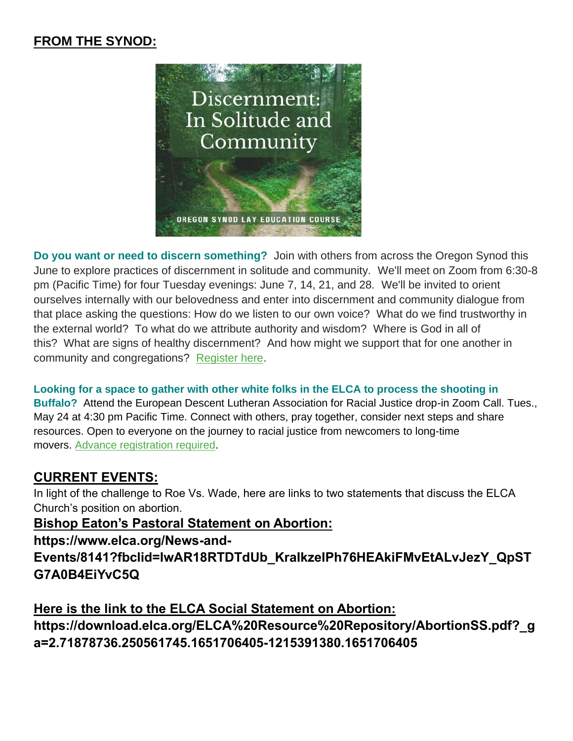**FROM THE SYNOD:**

**Do you want or need to discern something?** Join with others from across the Oregon Synod this June to explore practices of discernment in solitude and community. We'll meet on Zoom from 6:30-8 pm (Pacific Time) for four Tuesday evenings: June 7, 14, 21, and 28. We'll be invited to orient ourselves internally with our belovedness and enter into discernment and community dialogue from that place asking the questions: How do we listen to our own voice? What do we find trustworthy in the external world? To what do we attribute authority and wisdom? Where is God in all of this? What are signs of healthy discernment? And how might we support that for one another in community and congregations? Register here.

**Looking for a space to gather with other white folks in the ELCA to process the shooting in Buffalo?** Attend the European Descent Lutheran Association for Racial Justice drop-in Zoom Call. Tues., May 24 at 4:30 pm Pacific Time. Connect with others, pray together, consider next steps and share resources. Open to everyone on the journey to racial justice from newcomers to long-time movers. Advance registration required.

**CURRENT EVENTS:**

In light of the challenge to Roe Vs. Wade, here are links to two statements that discuss the ELCA Church's position on abortion.

**Bishop Eaton's Pastoral Statement on Abortion:**

**https://www.elca.org/News-and-Events/8141?fbclid=IwAR18RTDTdUb_KralkzelPh76HEAkiFMvEtALvJezY_QpSTG7A0B4EiYvC5Q**

**Here is the link to the ELCA Social Statement on Abortion:**

**https://download.elca.org/ELCA%20Resource%20Repository/AbortionSS.pdf?_ga=2.71878736.250561745.1651706405-1215391380.1651706405**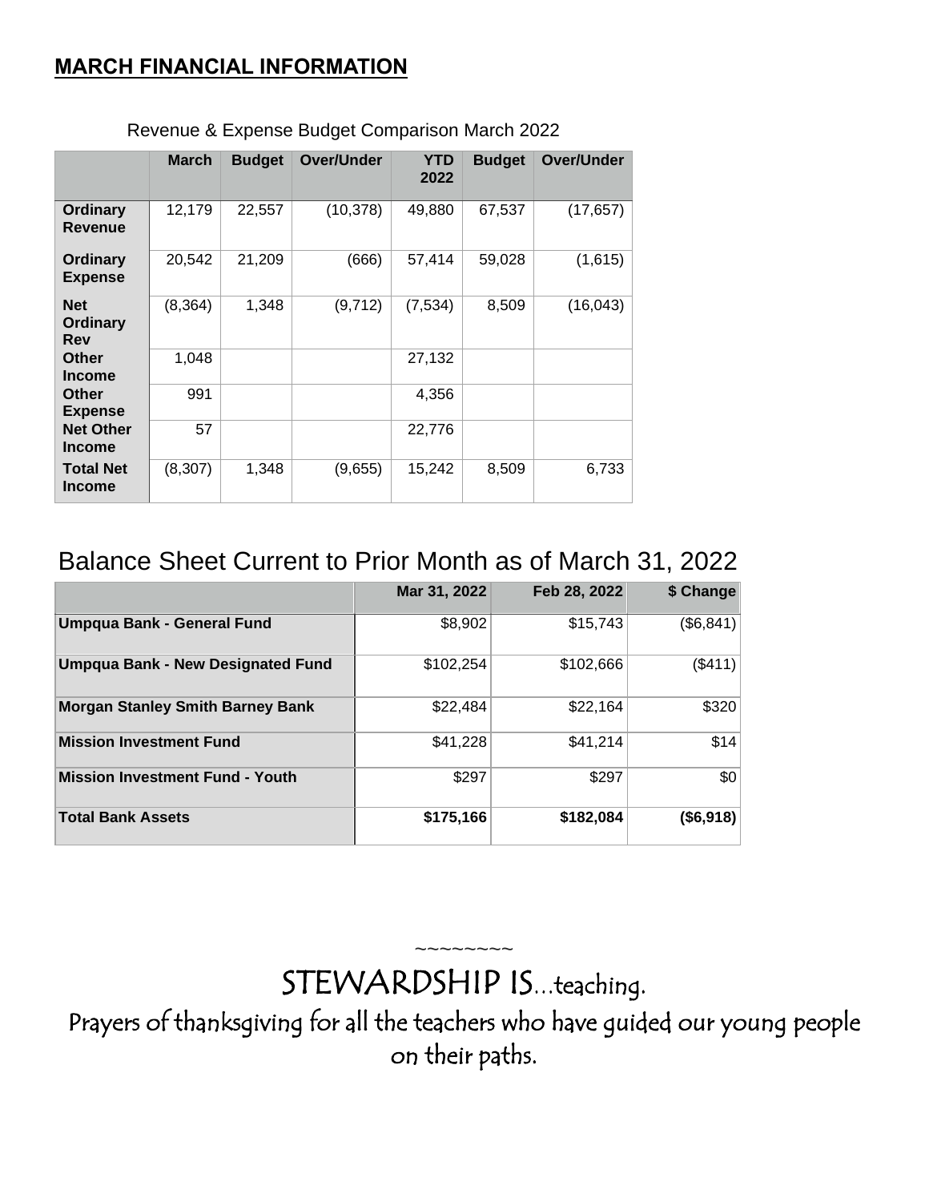## MARCH FINANCIAL INFORMATION

Revenue & Expense Budget Comparison March 2022

| | March | Budget | Over/Under | YTD 2022 | Budget | Over/Under |
|---|---|---|---|---|---|---|
| **Ordinary Revenue** | 12,179 | 22,557 | (10,378) | 49,880 | 67,537 | (17,657) |
| **Ordinary Expense** | 20,542 | 21,209 | (666) | 57,414 | 59,028 | (1,615) |
| **Net Ordinary Rev** | (8,364) | 1,348 | (9,712) | (7,534) | 8,509 | (16,043) |
| **Other Income** | 1,048 | | | 27,132 | | |
| **Other Expense** | 991 | | | 4,356 | | |
| **Net Other Income** | 57 | | | 22,776 | | |
| **Total Net Income** | (8,307) | 1,348 | (9,655) | 15,242 | 8,509 | 6,733 |

## Balance Sheet Current to Prior Month as of March 31, 2022

| | Mar 31, 2022 | Feb 28, 2022 | $ Change |
|---|---|---|---|
| **Umpqua Bank - General Fund** | $8,902 | $15,743 | ($6,841) |
| **Umpqua Bank - New Designated Fund** | $102,254 | $102,666 | ($411) |
| **Morgan Stanley Smith Barney Bank** | $22,484 | $22,164 | $320 |
| **Mission Investment Fund** | $41,228 | $41,214 | $14 |
| **Mission Investment Fund - Youth** | $297 | $297 | $0 |
| **Total Bank Assets** | **$175,166** | **$182,084** | **($6,918)** |

~~~~~~~~

STEWARDSHIP IS…teaching.

Prayers of thanksgiving for all the teachers who have guided our young people on their paths.